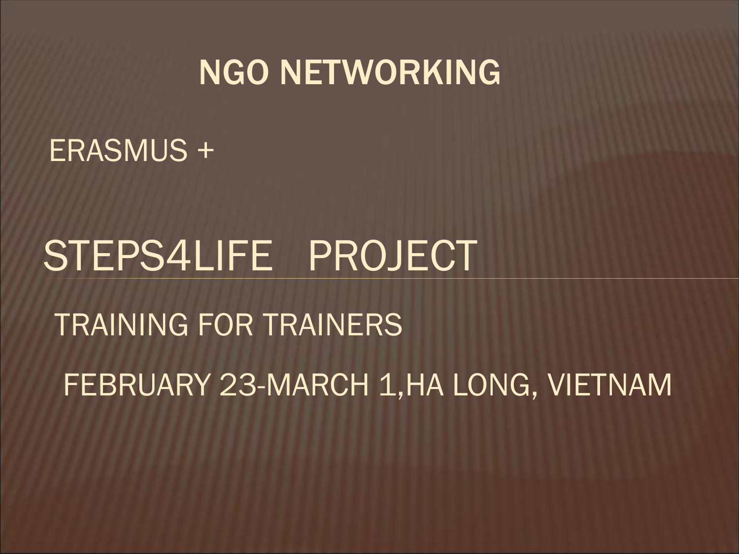# NGO NETWORKING

ERASMUS +

## STEPS4LIFE PROJECT

TRAINING FOR TRAINERS

FEBRUARY 23-MARCH 1,HA LONG, VIETNAM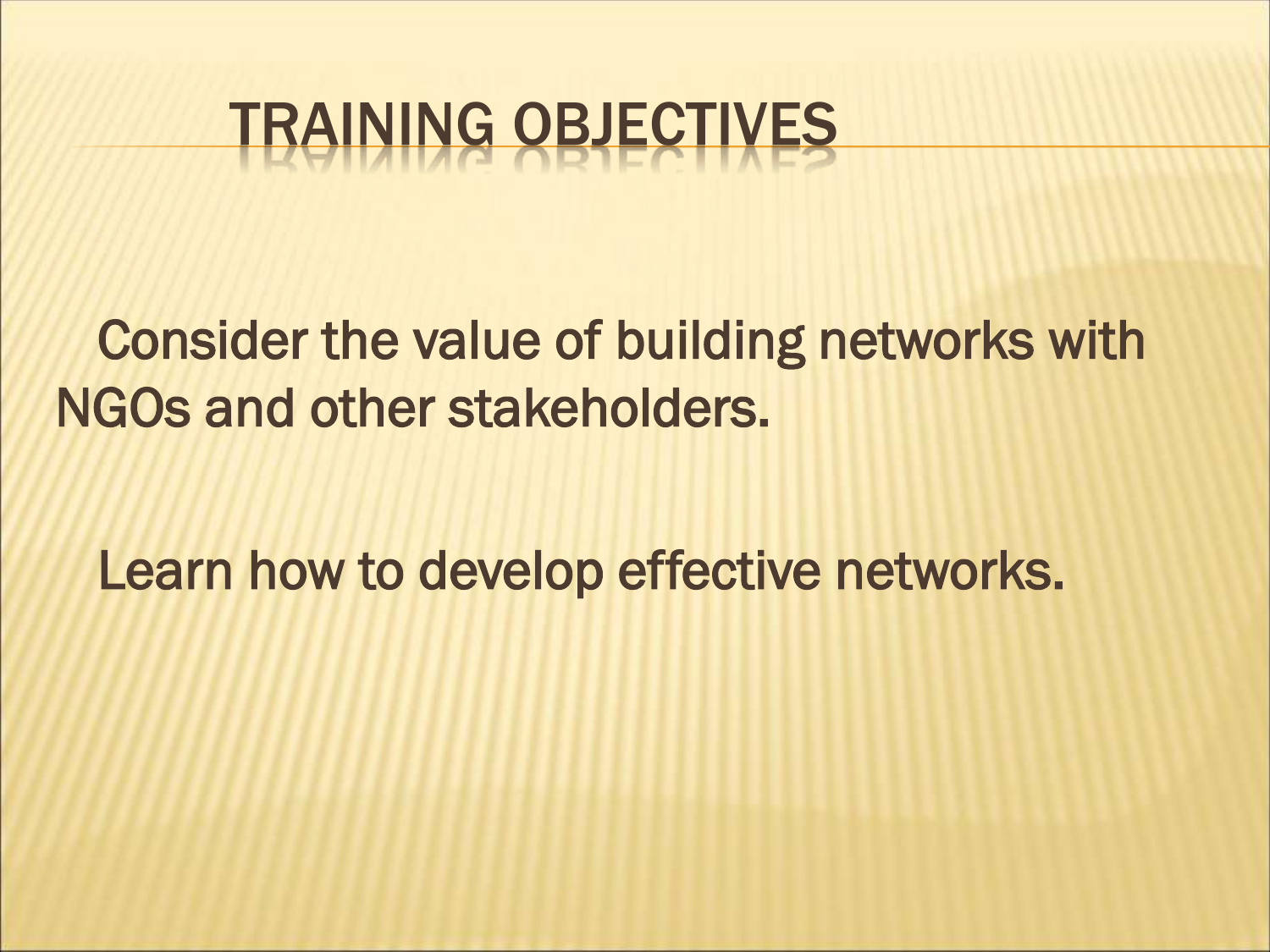# TRAINING OBJECTIVES

Consider the value of building networks with NGOs and other stakeholders.

Learn how to develop effective networks.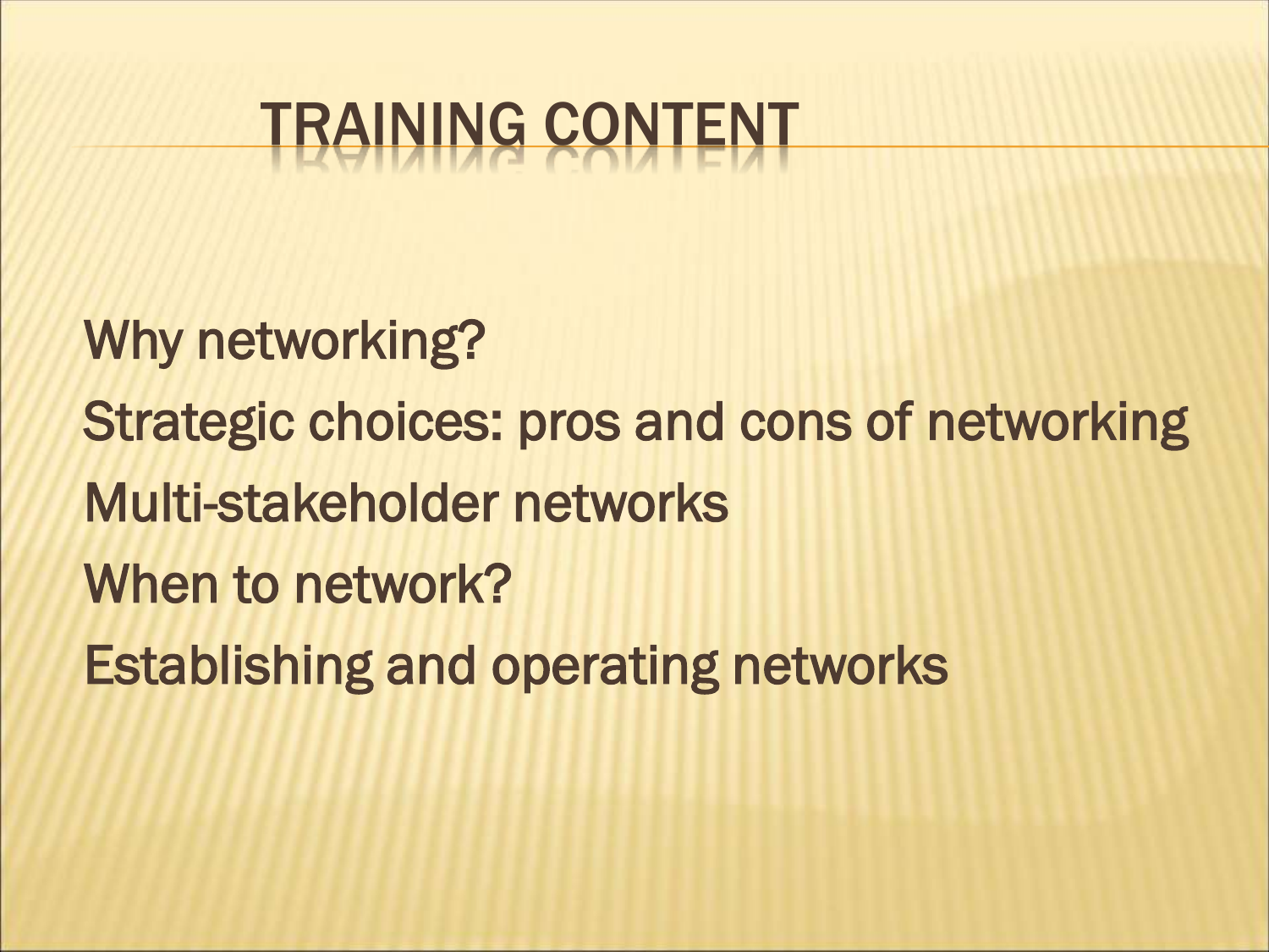# TRAINING CONTENT

Why networking?

Strategic choices: pros and cons of networking

Multi-stakeholder networks

When to network?

Establishing and operating networks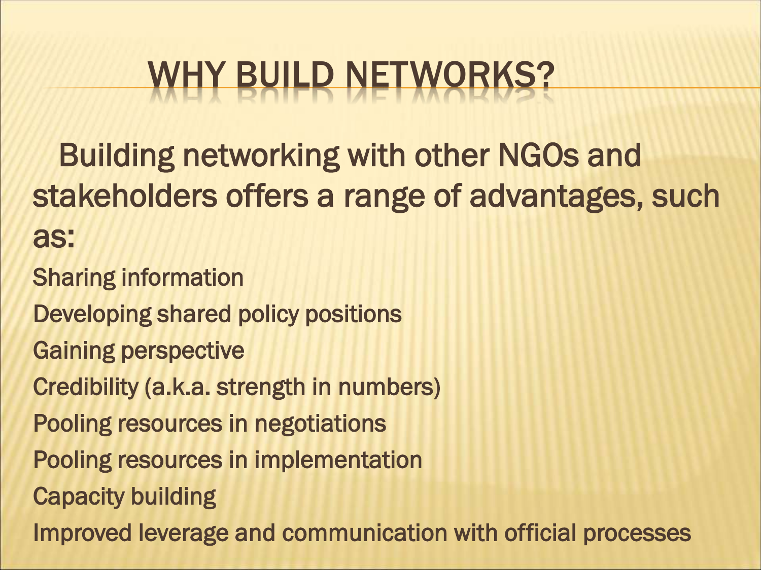# WHY BUILD NETWORKS?

Building networking with other NGOs and stakeholders offers a range of advantages, such as:

- Sharing information
- Developing shared policy positions
- Gaining perspective
- Credibility (a.k.a. strength in numbers)
- Pooling resources in negotiations
- Pooling resources in implementation
- Capacity building
- Improved leverage and communication with official processes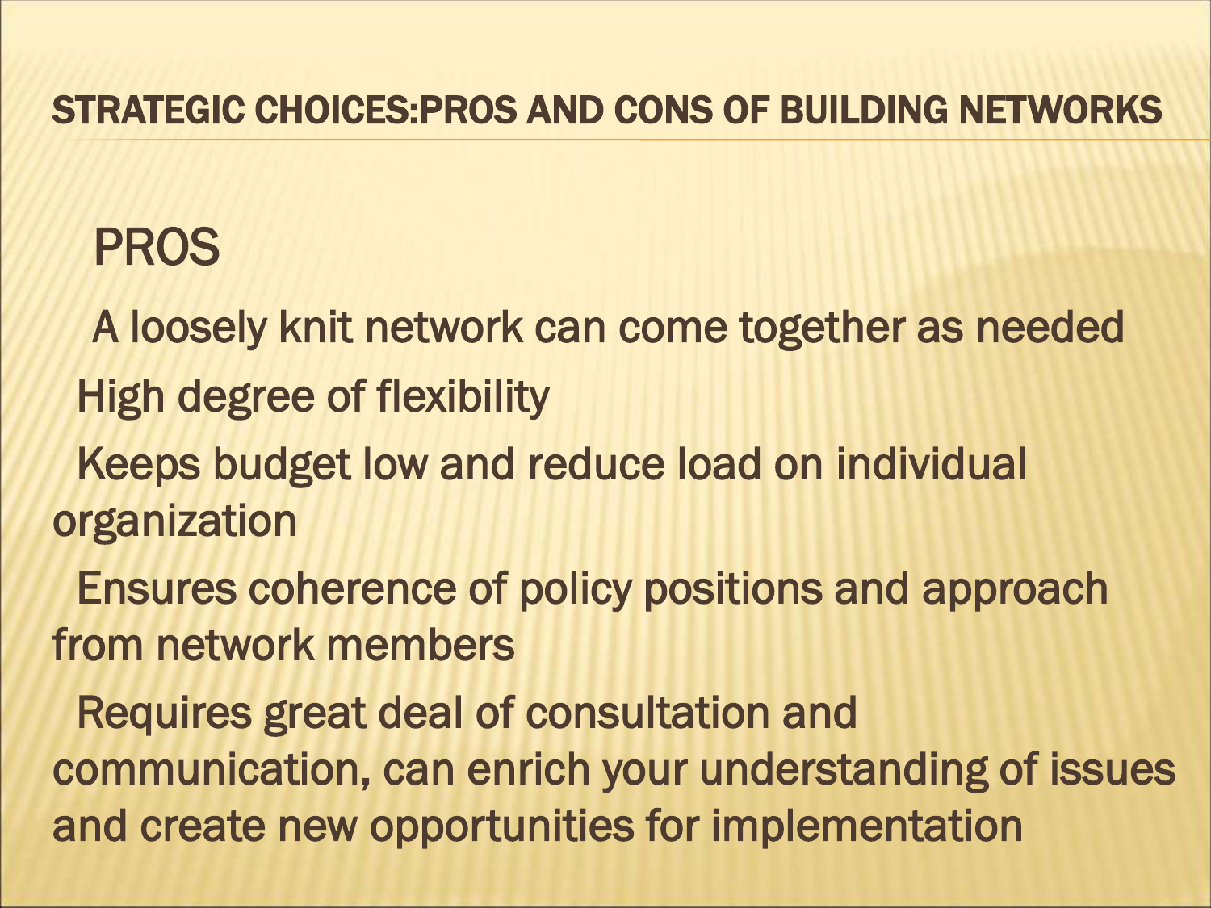# STRATEGIC CHOICES:PROS AND CONS OF BUILDING NETWORKS

## PROS

- A loosely knit network can come together as needed
- High degree of flexibility
- Keeps budget low and reduce load on individual organization
- Ensures coherence of policy positions and approach from network members
- Requires great deal of consultation and communication, can enrich your understanding of issues and create new opportunities for implementation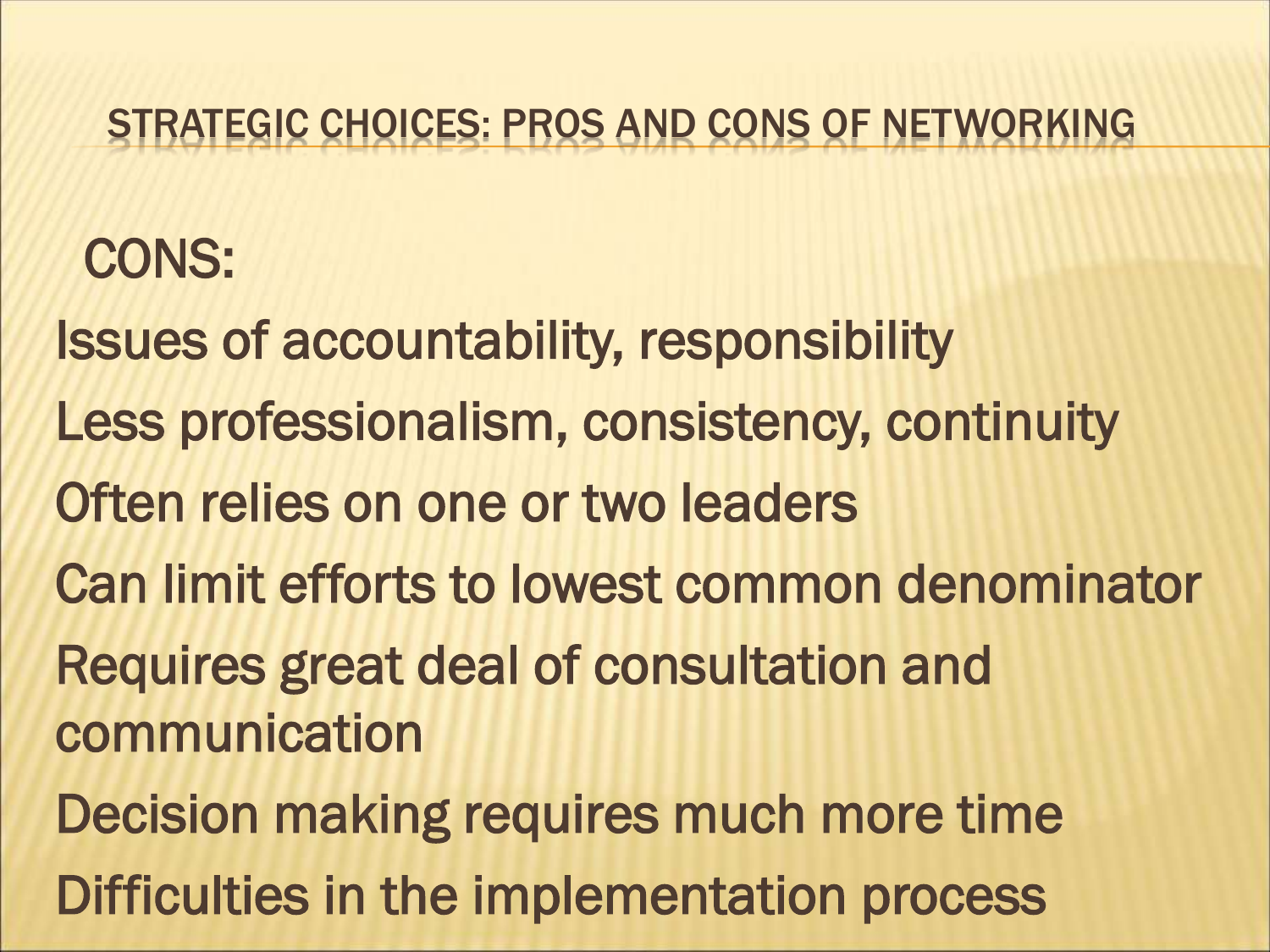# STRATEGIC CHOICES: PROS AND CONS OF NETWORKING

CONS:

- Issues of accountability, responsibility
- Less professionalism, consistency, continuity
- Often relies on one or two leaders
- Can limit efforts to lowest common denominator
- Requires great deal of consultation and communication
- Decision making requires much more time
- Difficulties in the implementation process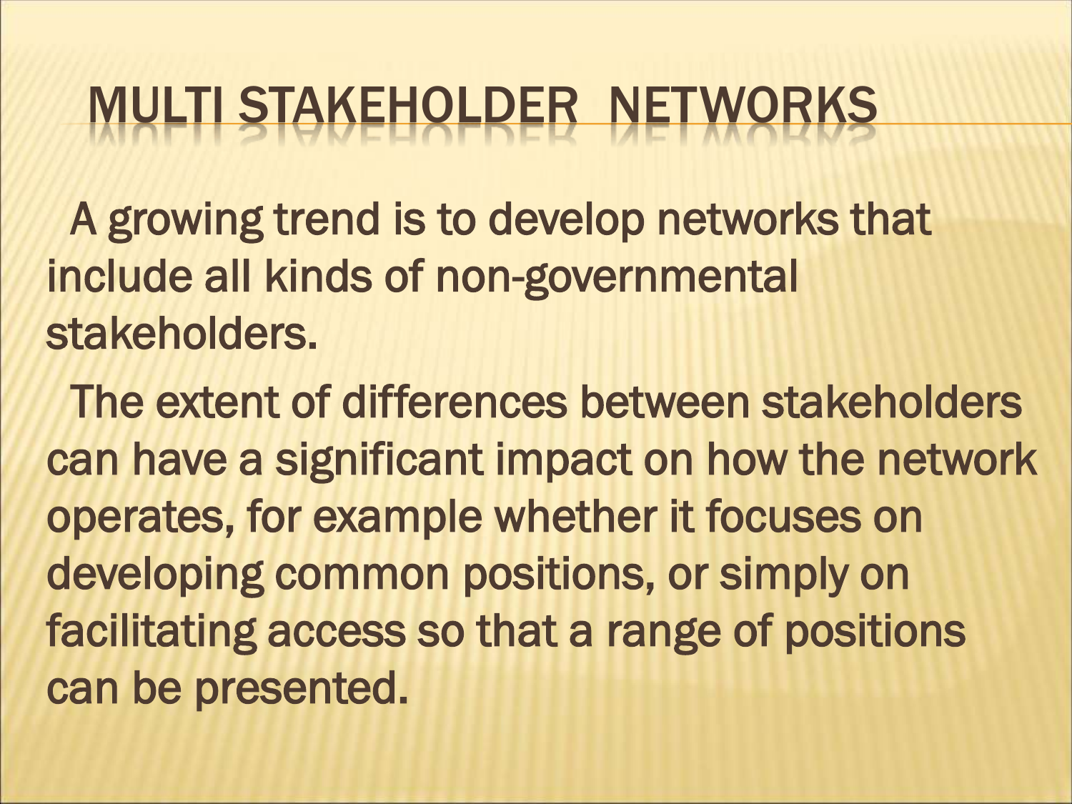# MULTI STAKEHOLDER NETWORKS

A growing trend is to develop networks that include all kinds of non-governmental stakeholders.

The extent of differences between stakeholders can have a significant impact on how the network operates, for example whether it focuses on developing common positions, or simply on facilitating access so that a range of positions can be presented.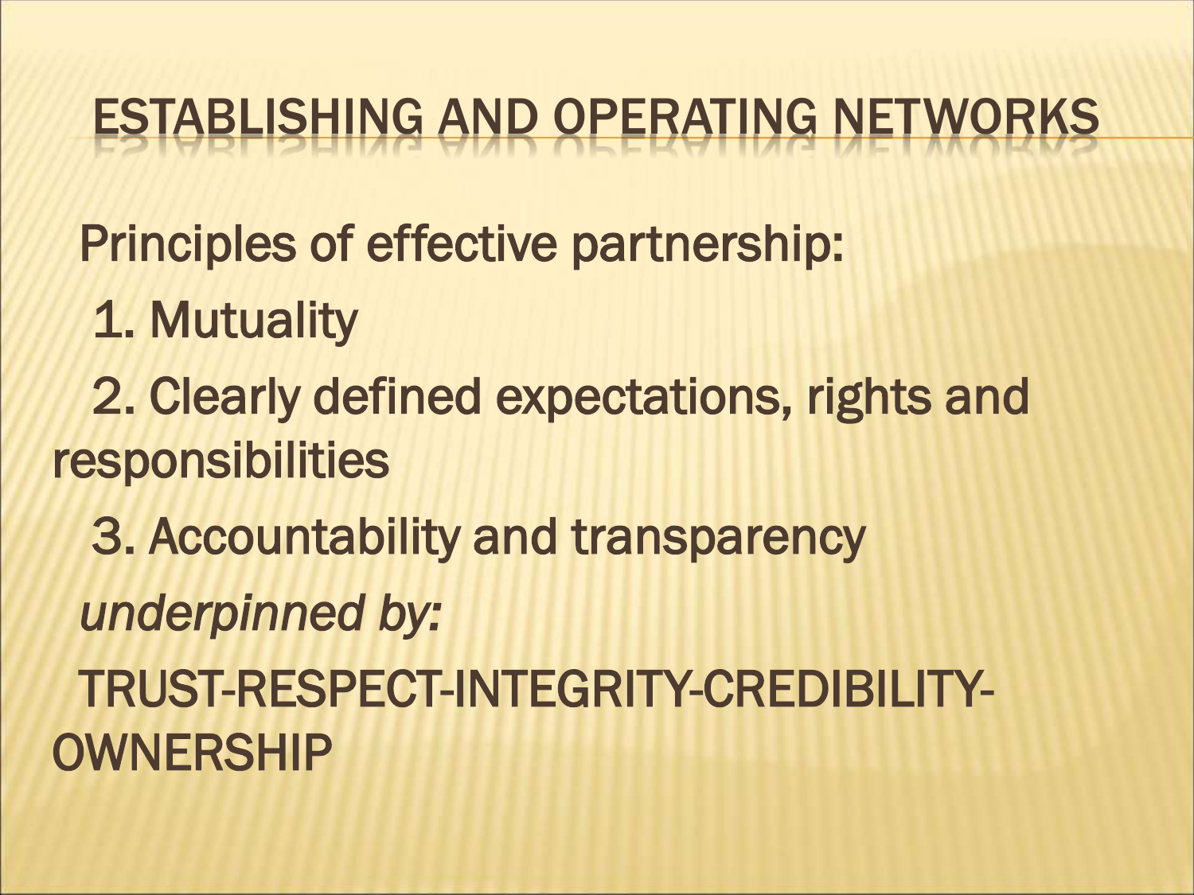# ESTABLISHING AND OPERATING NETWORKS

Principles of effective partnership:

1. Mutuality
2. Clearly defined expectations, rights and responsibilities
3. Accountability and transparency

*underpinned by:*

TRUST-RESPECT-INTEGRITY-CREDIBILITY-OWNERSHIP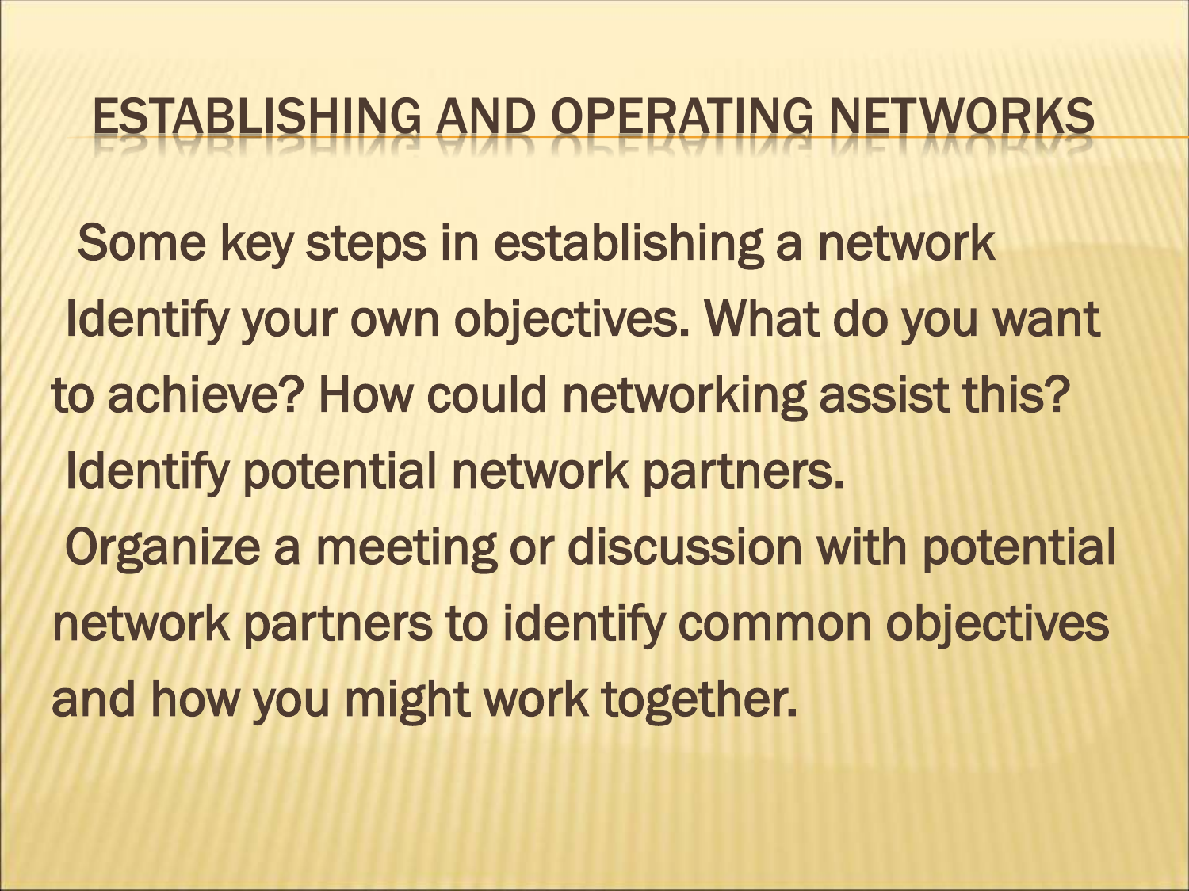# ESTABLISHING AND OPERATING NETWORKS

Some key steps in establishing a network

Identify your own objectives. What do you want to achieve? How could networking assist this?

Identify potential network partners.

Organize a meeting or discussion with potential network partners to identify common objectives and how you might work together.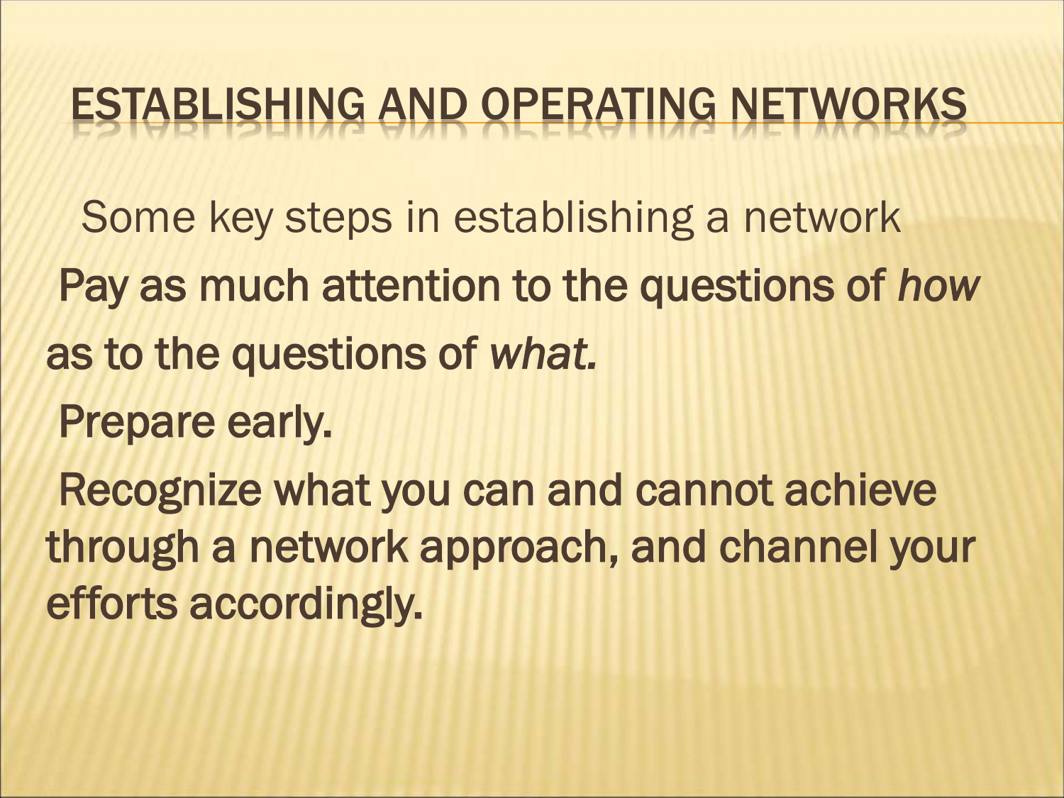# ESTABLISHING AND OPERATING NETWORKS

Some key steps in establishing a network

Pay as much attention to the questions of *how* as to the questions of *what.*

Prepare early.

Recognize what you can and cannot achieve through a network approach, and channel your efforts accordingly.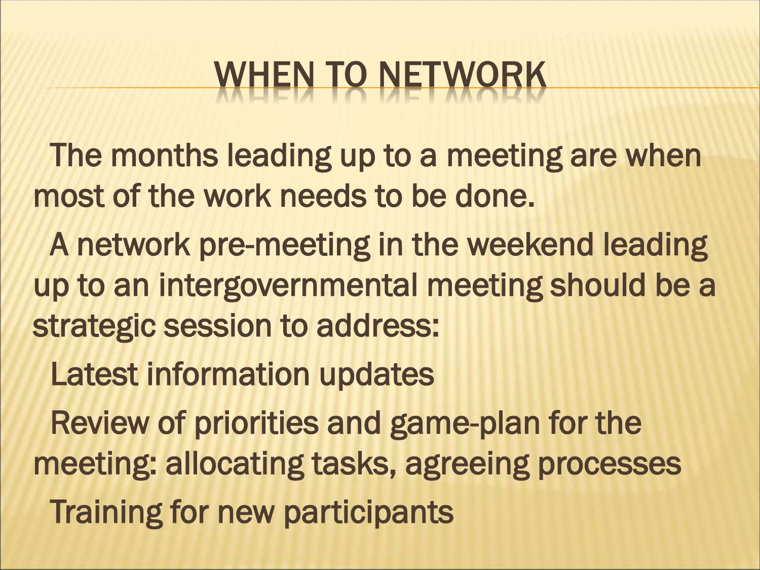# WHEN TO NETWORK

The months leading up to a meeting are when most of the work needs to be done.

A network pre-meeting in the weekend leading up to an intergovernmental meeting should be a strategic session to address:

- Latest information updates
- Review of priorities and game-plan for the meeting: allocating tasks, agreeing processes
- Training for new participants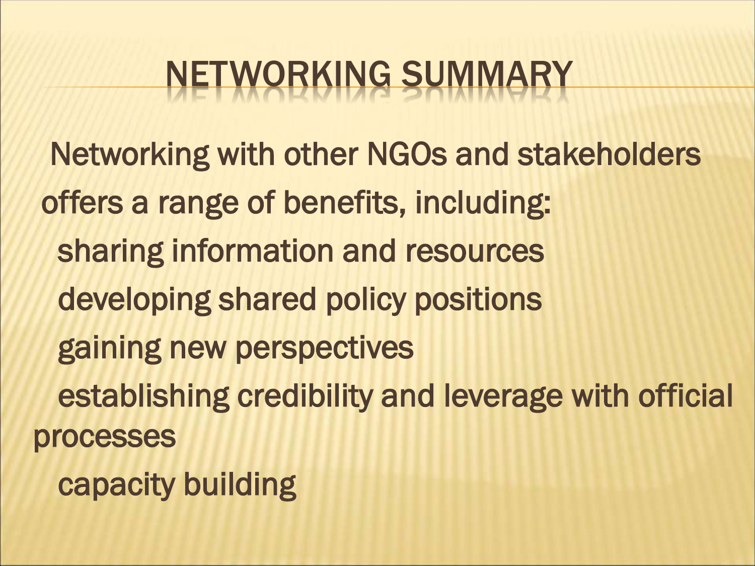# NETWORKING SUMMARY

Networking with other NGOs and stakeholders offers a range of benefits, including:

- sharing information and resources
- developing shared policy positions
- gaining new perspectives
- establishing credibility and leverage with official processes
- capacity building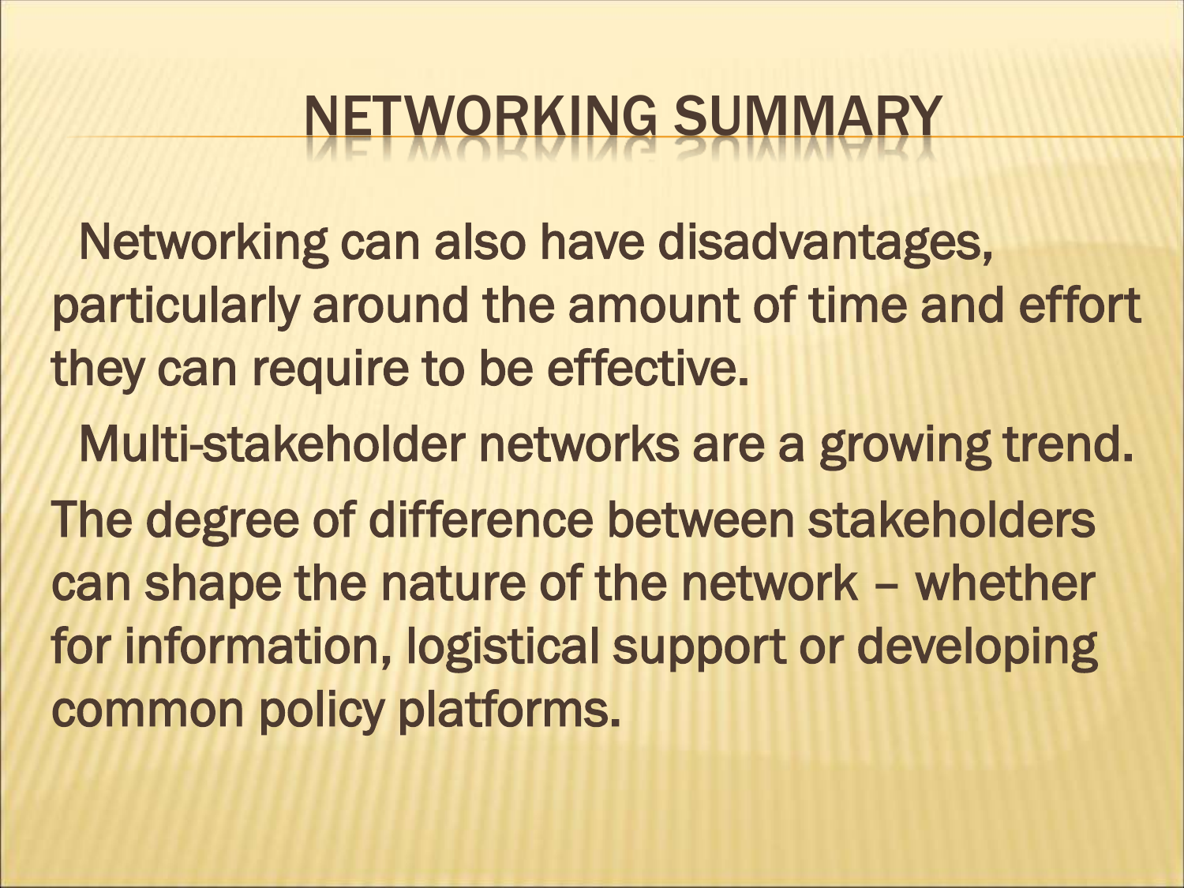# NETWORKING SUMMARY

Networking can also have disadvantages, particularly around the amount of time and effort they can require to be effective.

Multi-stakeholder networks are a growing trend.

The degree of difference between stakeholders can shape the nature of the network – whether for information, logistical support or developing common policy platforms.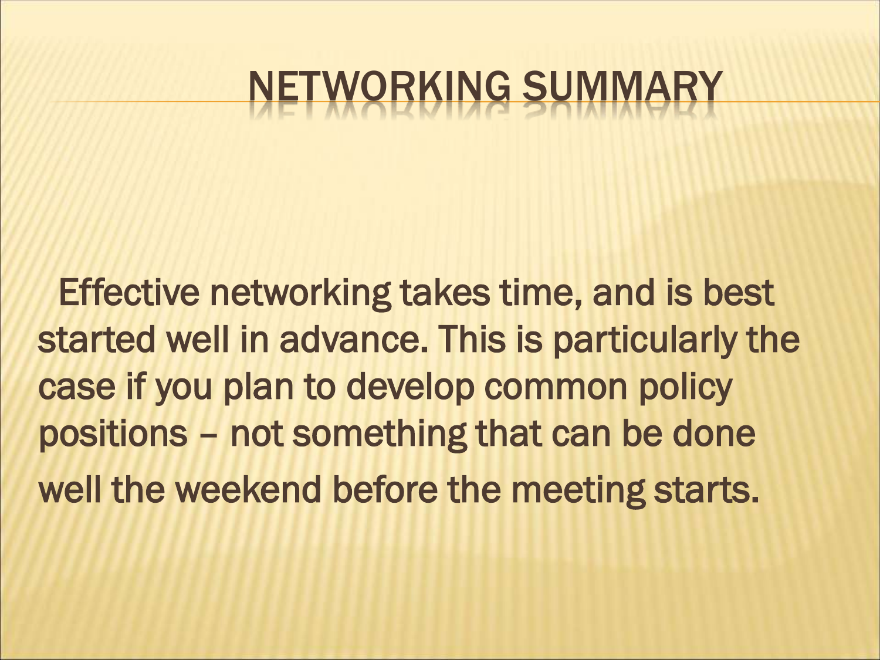# NETWORKING SUMMARY

Effective networking takes time, and is best started well in advance. This is particularly the case if you plan to develop common policy positions – not something that can be done well the weekend before the meeting starts.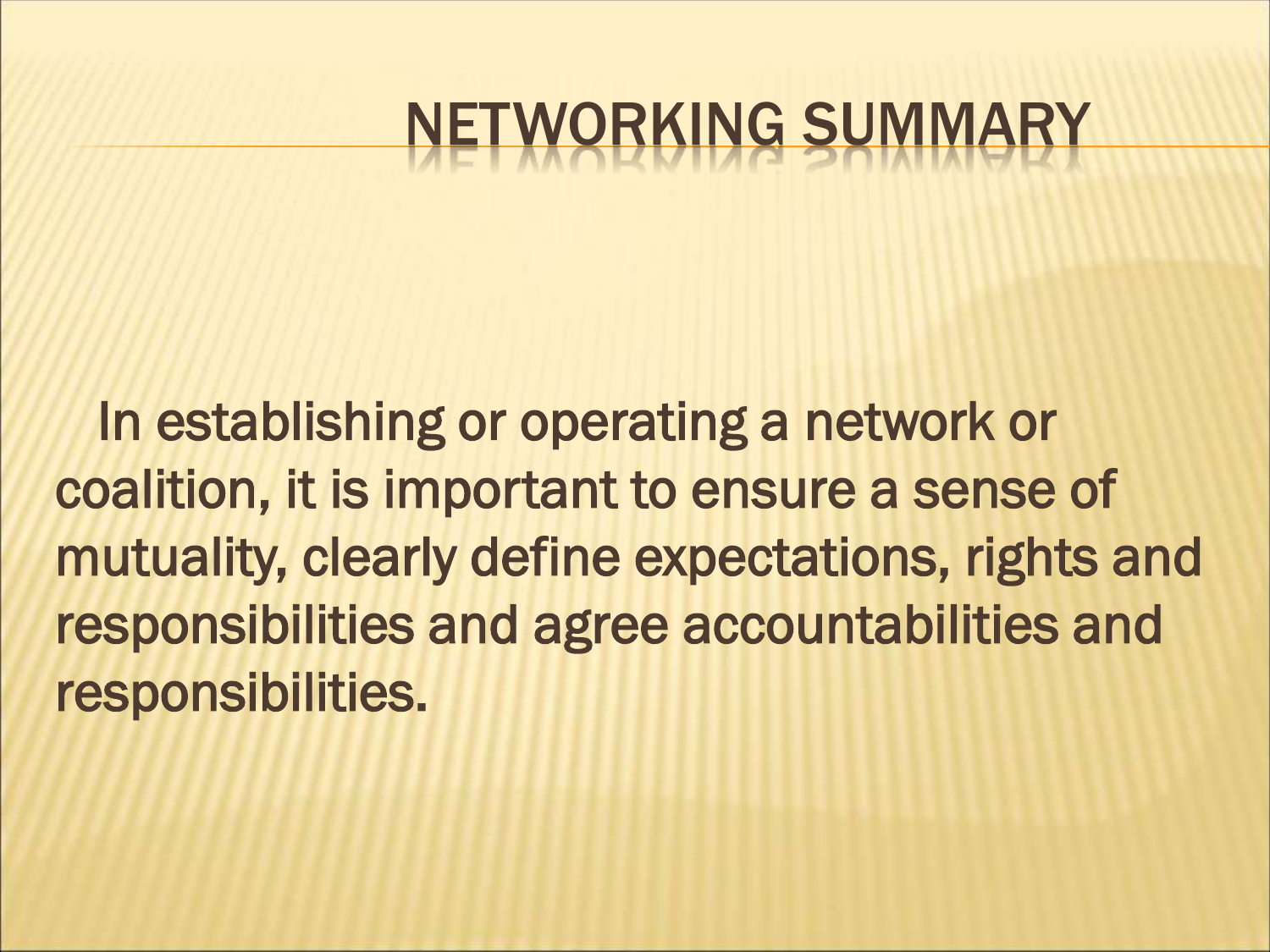# NETWORKING SUMMARY

In establishing or operating a network or coalition, it is important to ensure a sense of mutuality, clearly define expectations, rights and responsibilities and agree accountabilities and responsibilities.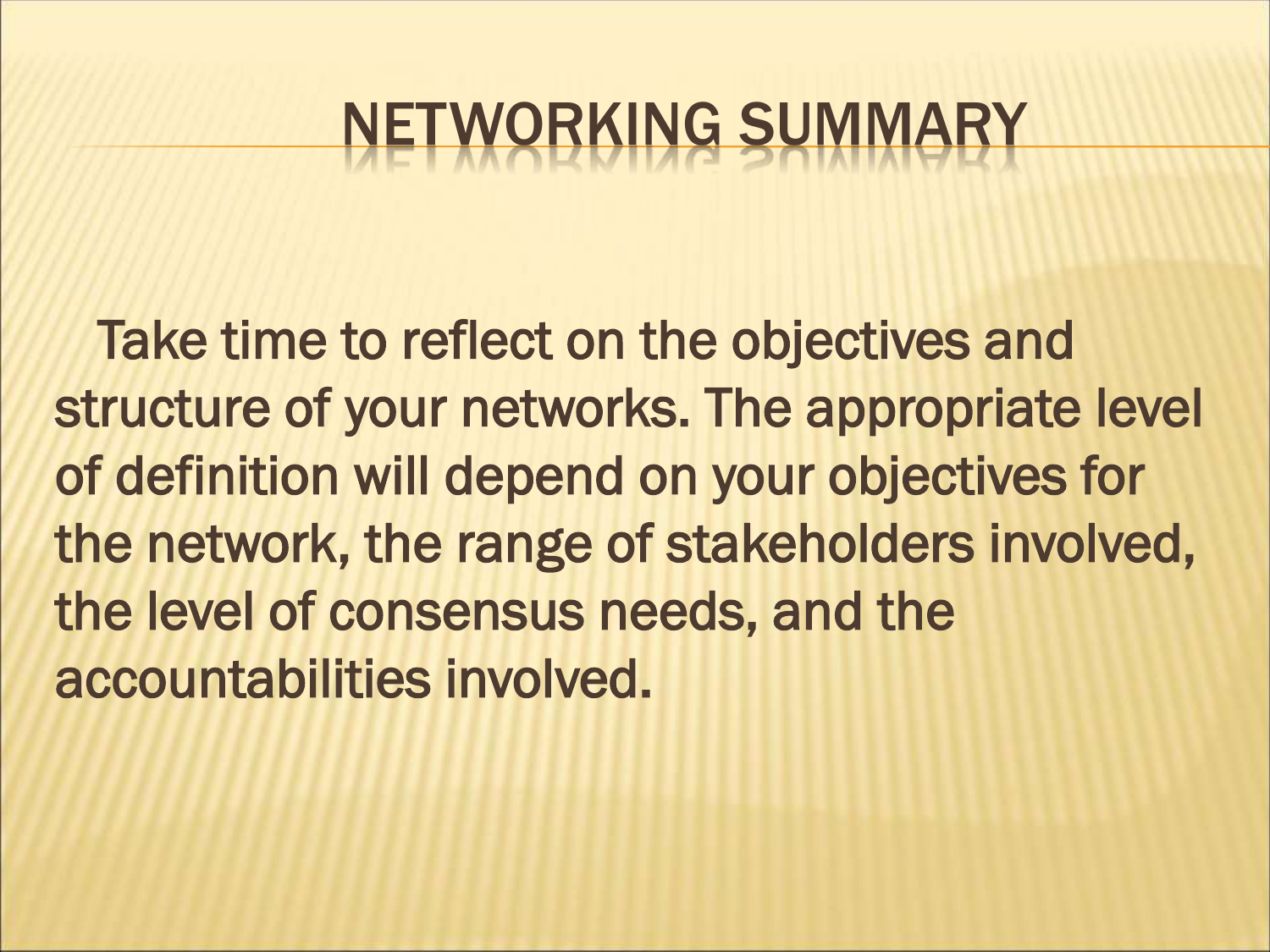# NETWORKING SUMMARY

Take time to reflect on the objectives and structure of your networks. The appropriate level of definition will depend on your objectives for the network, the range of stakeholders involved, the level of consensus needs, and the accountabilities involved.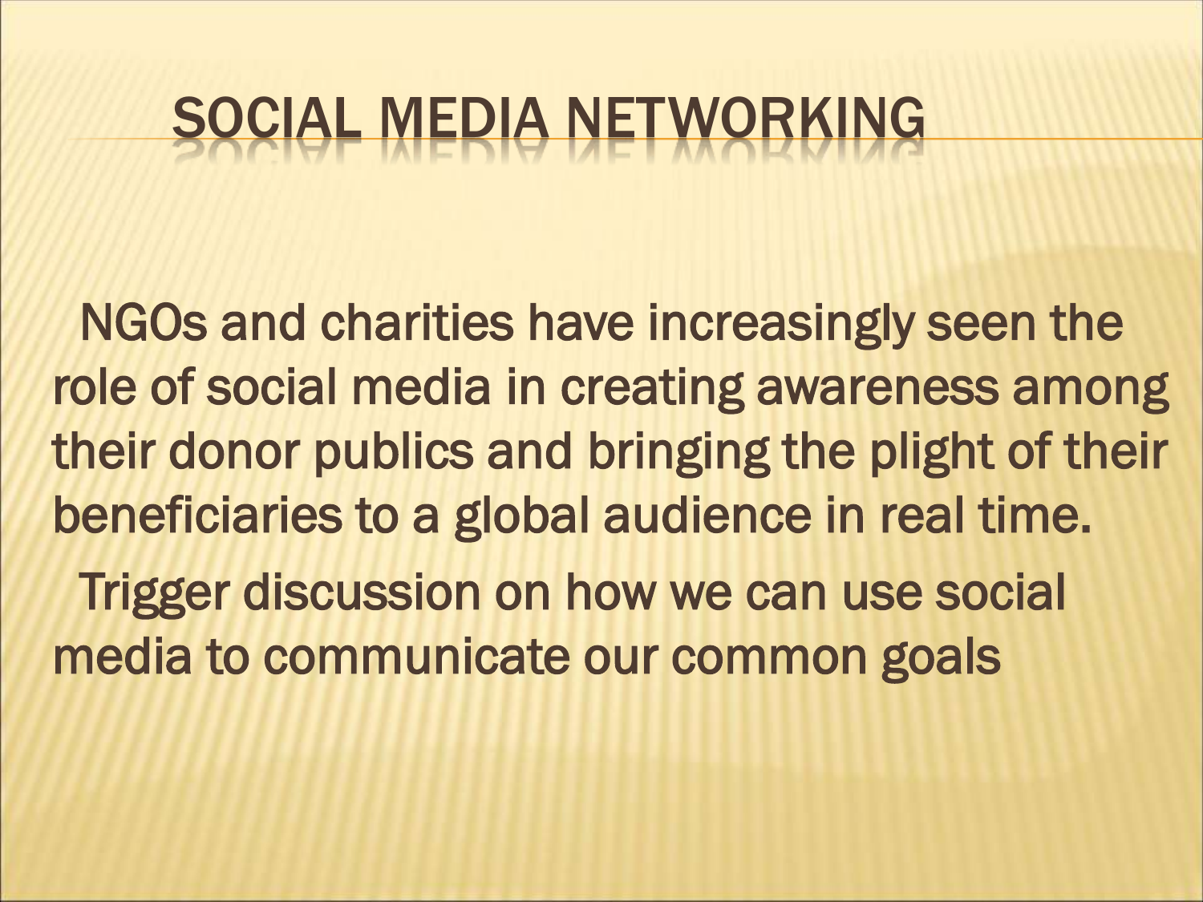# SOCIAL MEDIA NETWORKING

- NGOs and charities have increasingly seen the role of social media in creating awareness among their donor publics and bringing the plight of their beneficiaries to a global audience in real time.
- Trigger discussion on how we can use social media to communicate our common goals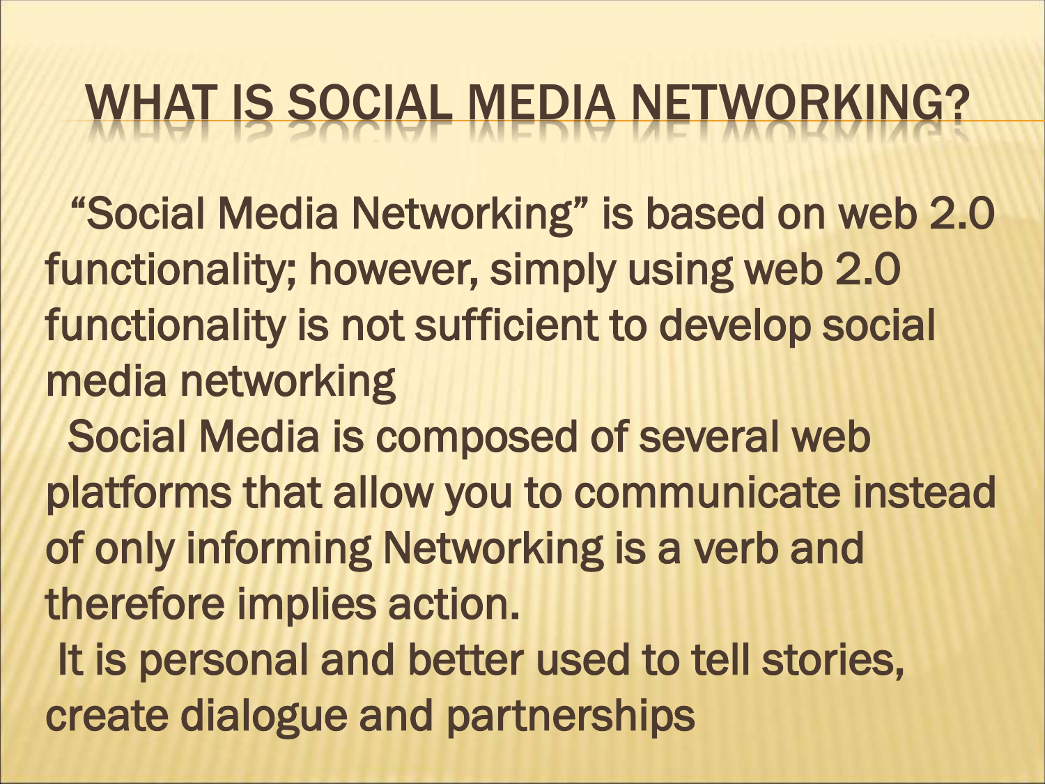# WHAT IS SOCIAL MEDIA NETWORKING?

"Social Media Networking" is based on web 2.0 functionality; however, simply using web 2.0 functionality is not sufficient to develop social media networking

Social Media is composed of several web platforms that allow you to communicate instead of only informing Networking is a verb and therefore implies action.

It is personal and better used to tell stories, create dialogue and partnerships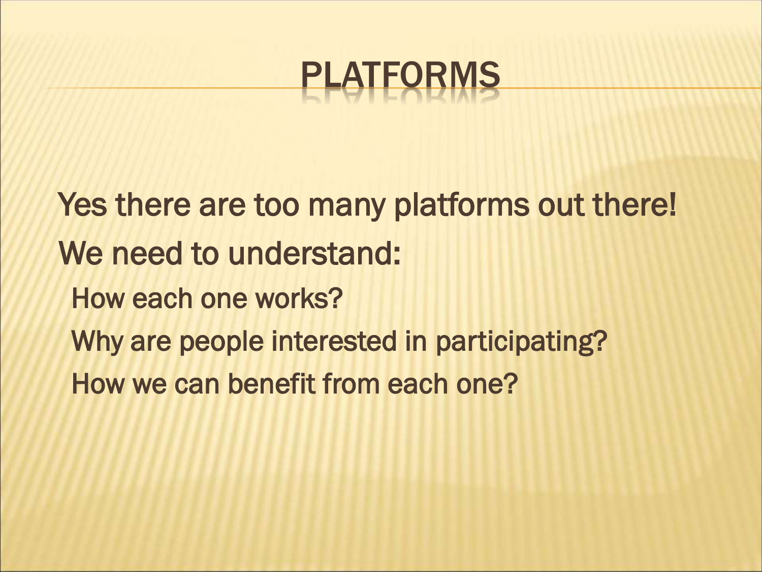# PLATFORMS

- Yes there are too many platforms out there!
- We need to understand:
  - How each one works?
  - Why are people interested in participating?
  - How we can benefit from each one?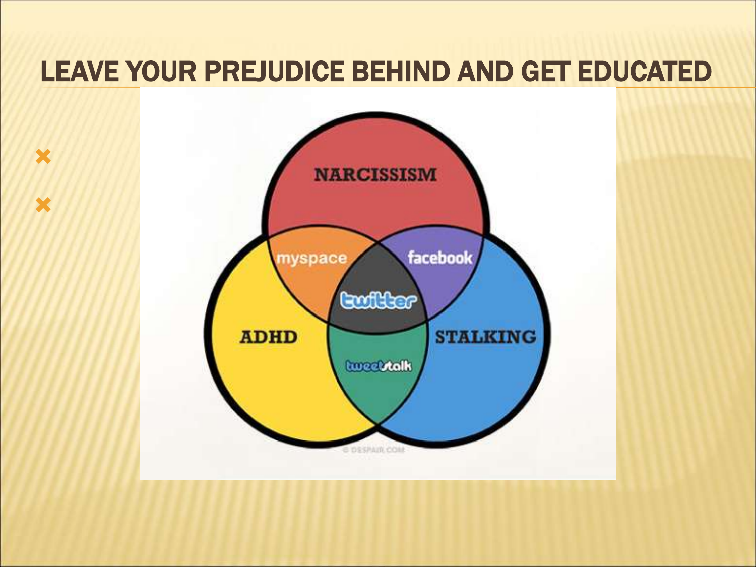# LEAVE YOUR PREJUDICE BEHIND AND GET EDUCATED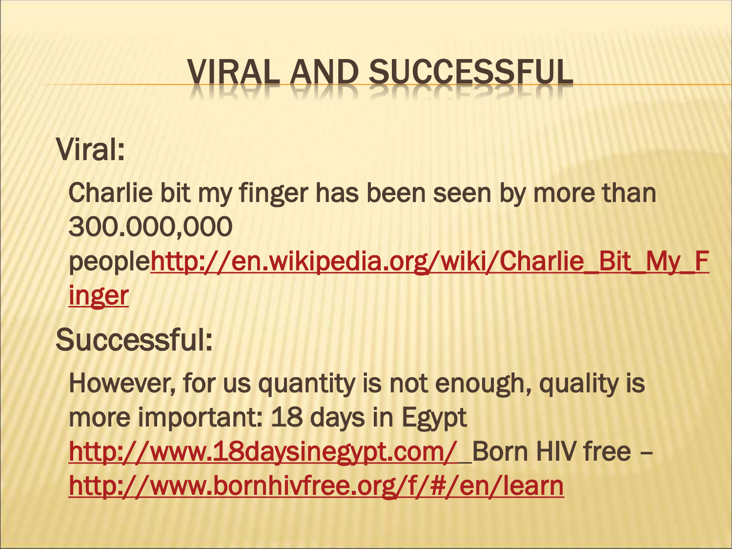# VIRAL AND SUCCESSFUL

Viral:

Charlie bit my finger has been seen by more than 300.000,000 people http://en.wikipedia.org/wiki/Charlie_Bit_My_Finger

Successful:

However, for us quantity is not enough, quality is more important: 18 days in Egypt http://www.18daysinegypt.com/ Born HIV free – http://www.bornhivfree.org/f/#/en/learn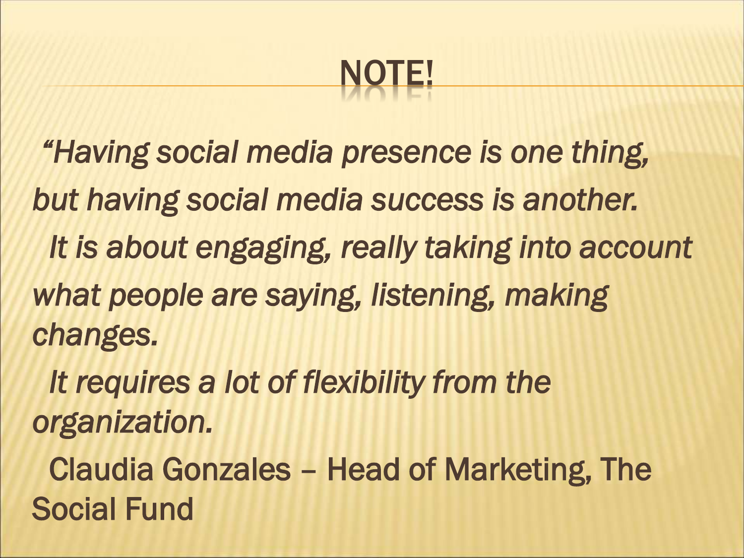# NOTE!

*"Having social media presence is one thing, but having social media success is another.*

*It is about engaging, really taking into account what people are saying, listening, making changes.*

*It requires a lot of flexibility from the organization.*

Claudia Gonzales – Head of Marketing, The Social Fund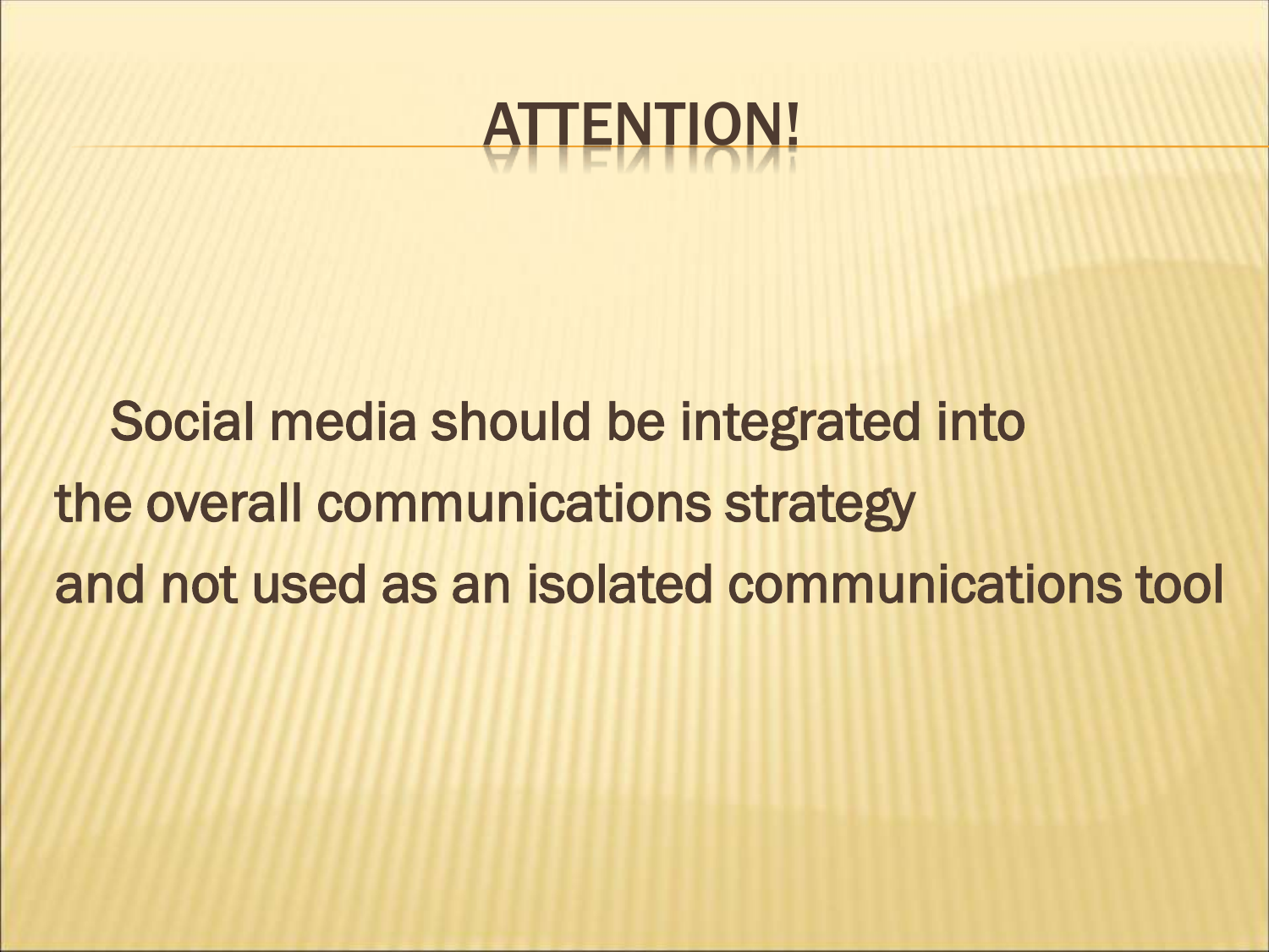# ATTENTION!

Social media should be integrated into the overall communications strategy and not used as an isolated communications tool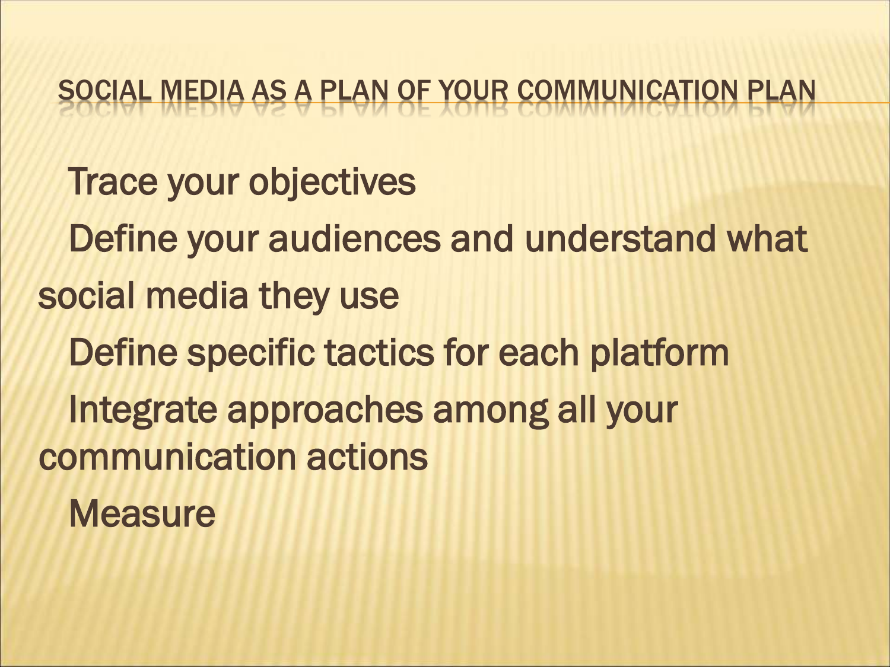# SOCIAL MEDIA AS A PLAN OF YOUR COMMUNICATION PLAN

Trace your objectives

Define your audiences and understand what social media they use

Define specific tactics for each platform

Integrate approaches among all your communication actions

Measure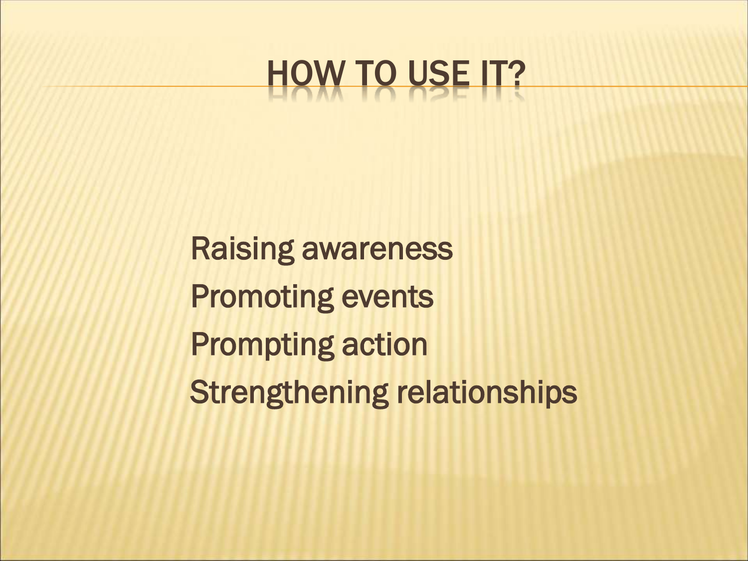# HOW TO USE IT?

Raising awareness
Promoting events
Prompting action
Strengthening relationships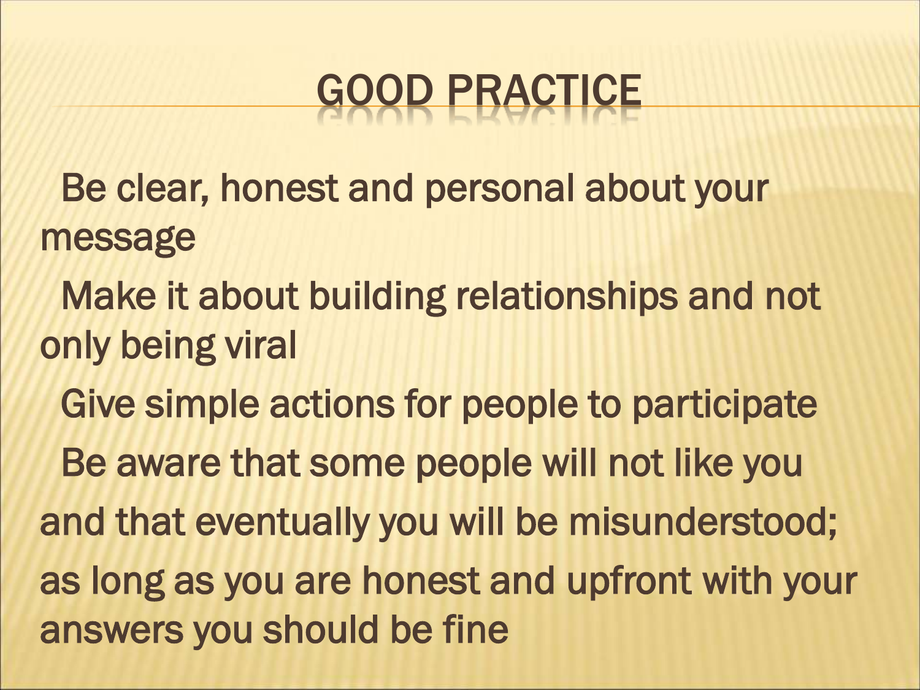# GOOD PRACTICE

- Be clear, honest and personal about your message
- Make it about building relationships and not only being viral
- Give simple actions for people to participate
- Be aware that some people will not like you and that eventually you will be misunderstood; as long as you are honest and upfront with your answers you should be fine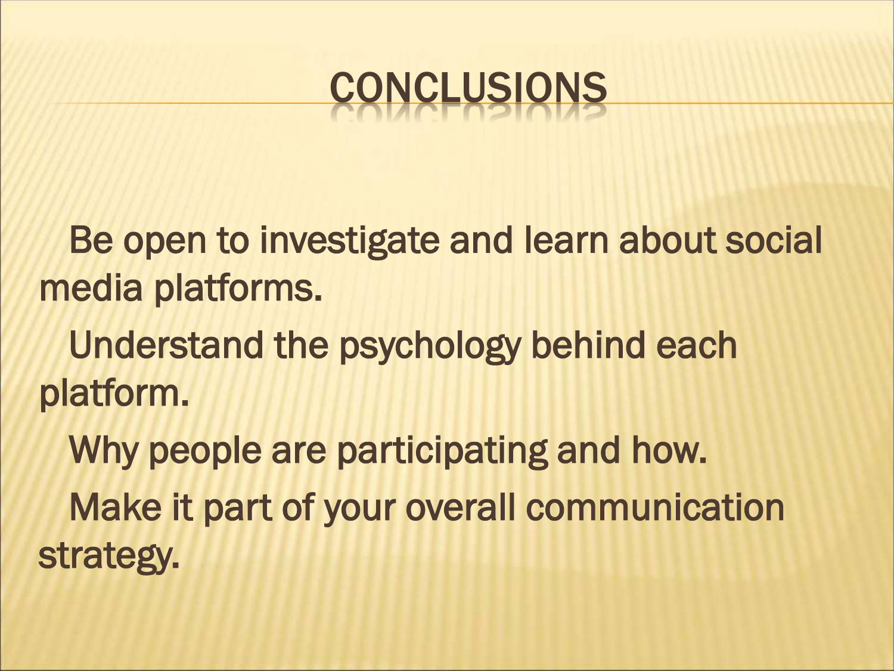# CONCLUSIONS

Be open to investigate and learn about social media platforms.

Understand the psychology behind each platform.

Why people are participating and how.

Make it part of your overall communication strategy.